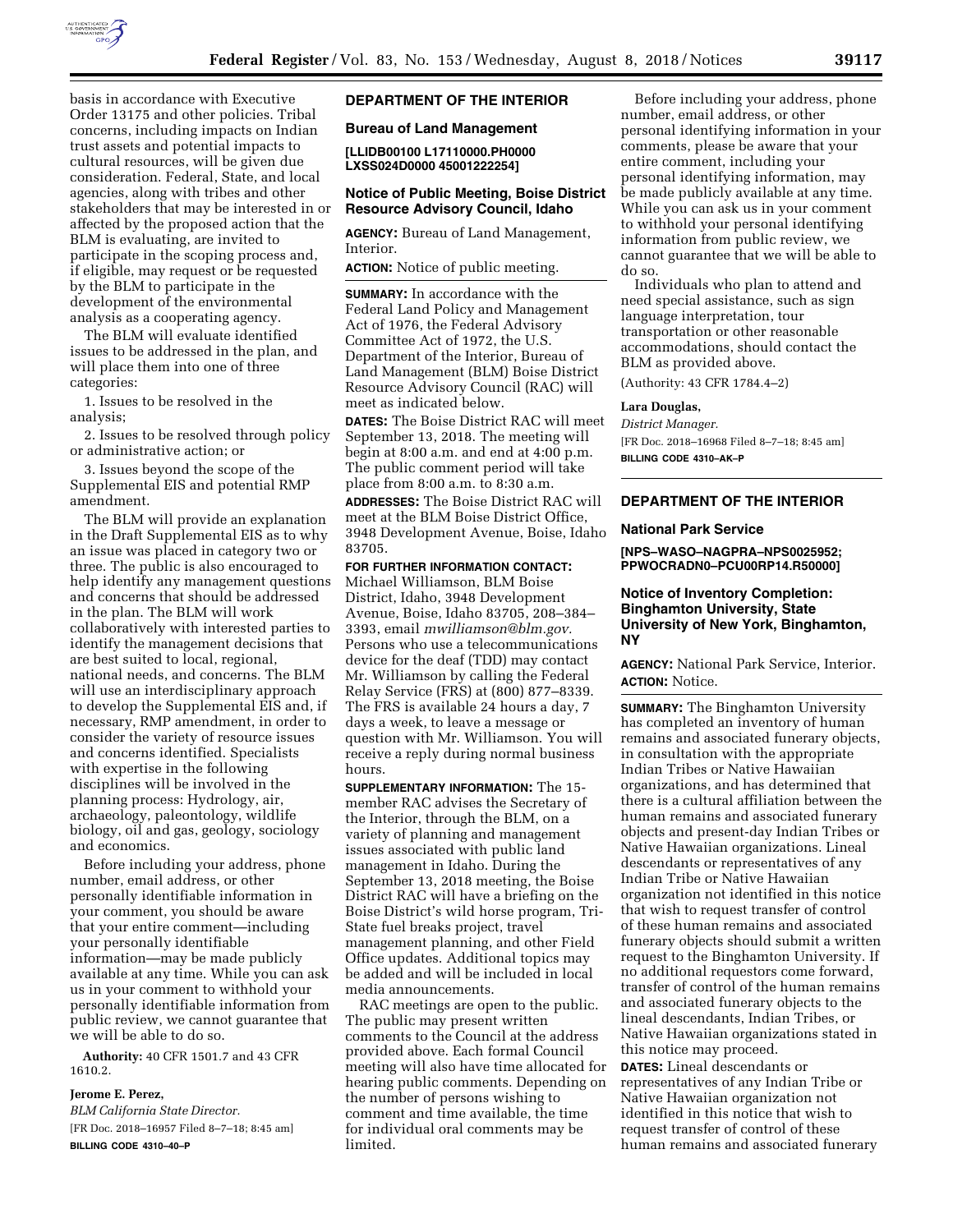basis in accordance with Executive Order 13175 and other policies. Tribal concerns, including impacts on Indian trust assets and potential impacts to cultural resources, will be given due consideration. Federal, State, and local agencies, along with tribes and other stakeholders that may be interested in or affected by the proposed action that the BLM is evaluating, are invited to participate in the scoping process and, if eligible, may request or be requested by the BLM to participate in the development of the environmental analysis as a cooperating agency.

The BLM will evaluate identified issues to be addressed in the plan, and will place them into one of three categories:

1. Issues to be resolved in the analysis;

2. Issues to be resolved through policy or administrative action; or

3. Issues beyond the scope of the Supplemental EIS and potential RMP amendment.

The BLM will provide an explanation in the Draft Supplemental EIS as to why an issue was placed in category two or three. The public is also encouraged to help identify any management questions and concerns that should be addressed in the plan. The BLM will work collaboratively with interested parties to identify the management decisions that are best suited to local, regional, national needs, and concerns. The BLM will use an interdisciplinary approach to develop the Supplemental EIS and, if necessary, RMP amendment, in order to consider the variety of resource issues and concerns identified. Specialists with expertise in the following disciplines will be involved in the planning process: Hydrology, air, archaeology, paleontology, wildlife biology, oil and gas, geology, sociology and economics.

Before including your address, phone number, email address, or other personally identifiable information in your comment, you should be aware that your entire comment—including your personally identifiable information—may be made publicly available at any time. While you can ask us in your comment to withhold your personally identifiable information from public review, we cannot guarantee that we will be able to do so.

**Authority:** 40 CFR 1501.7 and 43 CFR 1610.2.

**Jerome E. Perez,**

*BLM California State Director.*

[FR Doc. 2018–16957 Filed 8–7–18; 8:45 am]

**BILLING CODE 4310–40–P**

## DEPARTMENT OF THE INTERIOR

### Bureau of Land Management

**[LLIDB00100 L17110000.PH0000 LXSS024D0000 45001222254]**

### Notice of Public Meeting, Boise District Resource Advisory Council, Idaho

**AGENCY:** Bureau of Land Management, Interior.

**ACTION:** Notice of public meeting.

**SUMMARY:** In accordance with the Federal Land Policy and Management Act of 1976, the Federal Advisory Committee Act of 1972, the U.S. Department of the Interior, Bureau of Land Management (BLM) Boise District Resource Advisory Council (RAC) will meet as indicated below.

**DATES:** The Boise District RAC will meet September 13, 2018. The meeting will begin at 8:00 a.m. and end at 4:00 p.m. The public comment period will take place from 8:00 a.m. to 8:30 a.m.

**ADDRESSES:** The Boise District RAC will meet at the BLM Boise District Office, 3948 Development Avenue, Boise, Idaho 83705.

**FOR FURTHER INFORMATION CONTACT:** Michael Williamson, BLM Boise District, Idaho, 3948 Development Avenue, Boise, Idaho 83705, 208–384–3393, email *mwilliamson@blm.gov.* Persons who use a telecommunications device for the deaf (TDD) may contact Mr. Williamson by calling the Federal Relay Service (FRS) at (800) 877–8339. The FRS is available 24 hours a day, 7 days a week, to leave a message or question with Mr. Williamson. You will receive a reply during normal business hours.

**SUPPLEMENTARY INFORMATION:** The 15-member RAC advises the Secretary of the Interior, through the BLM, on a variety of planning and management issues associated with public land management in Idaho. During the September 13, 2018 meeting, the Boise District RAC will have a briefing on the Boise District's wild horse program, Tri-State fuel breaks project, travel management planning, and other Field Office updates. Additional topics may be added and will be included in local media announcements.

RAC meetings are open to the public. The public may present written comments to the Council at the address provided above. Each formal Council meeting will also have time allocated for hearing public comments. Depending on the number of persons wishing to comment and time available, the time for individual oral comments may be limited.

Before including your address, phone number, email address, or other personal identifying information in your comments, please be aware that your entire comment, including your personal identifying information, may be made publicly available at any time. While you can ask us in your comment to withhold your personal identifying information from public review, we cannot guarantee that we will be able to do so.

Individuals who plan to attend and need special assistance, such as sign language interpretation, tour transportation or other reasonable accommodations, should contact the BLM as provided above.

(Authority: 43 CFR 1784.4–2)

**Lara Douglas,**

*District Manager.*

[FR Doc. 2018–16968 Filed 8–7–18; 8:45 am]

**BILLING CODE 4310–AK–P**

## DEPARTMENT OF THE INTERIOR

### National Park Service

**[NPS–WASO–NAGPRA–NPS0025952; PPWOCRADN0–PCU00RP14.R50000]**

### Notice of Inventory Completion: Binghamton University, State University of New York, Binghamton, NY

**AGENCY:** National Park Service, Interior.

**ACTION:** Notice.

**SUMMARY:** The Binghamton University has completed an inventory of human remains and associated funerary objects, in consultation with the appropriate Indian Tribes or Native Hawaiian organizations, and has determined that there is a cultural affiliation between the human remains and associated funerary objects and present-day Indian Tribes or Native Hawaiian organizations. Lineal descendants or representatives of any Indian Tribe or Native Hawaiian organization not identified in this notice that wish to request transfer of control of these human remains and associated funerary objects should submit a written request to the Binghamton University. If no additional requestors come forward, transfer of control of the human remains and associated funerary objects to the lineal descendants, Indian Tribes, or Native Hawaiian organizations stated in this notice may proceed.

**DATES:** Lineal descendants or representatives of any Indian Tribe or Native Hawaiian organization not identified in this notice that wish to request transfer of control of these human remains and associated funerary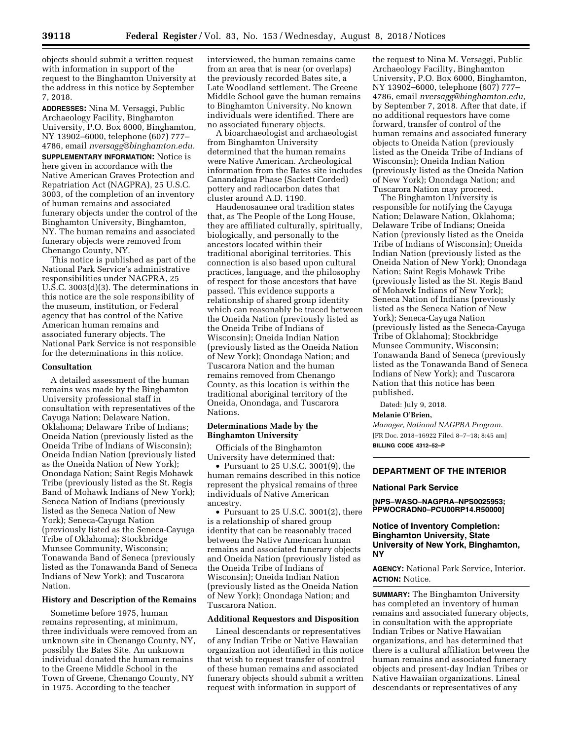objects should submit a written request with information in support of the request to the Binghamton University at the address in this notice by September 7, 2018.

**ADDRESSES:** Nina M. Versaggi, Public Archaeology Facility, Binghamton University, P.O. Box 6000, Binghamton, NY 13902–6000, telephone (607) 777–4786, email *nversagg@binghamton.edu.*

**SUPPLEMENTARY INFORMATION:** Notice is here given in accordance with the Native American Graves Protection and Repatriation Act (NAGPRA), 25 U.S.C. 3003, of the completion of an inventory of human remains and associated funerary objects under the control of the Binghamton University, Binghamton, NY. The human remains and associated funerary objects were removed from Chenango County, NY.

This notice is published as part of the National Park Service's administrative responsibilities under NAGPRA, 25 U.S.C. 3003(d)(3). The determinations in this notice are the sole responsibility of the museum, institution, or Federal agency that has control of the Native American human remains and associated funerary objects. The National Park Service is not responsible for the determinations in this notice.

## Consultation

A detailed assessment of the human remains was made by the Binghamton University professional staff in consultation with representatives of the Cayuga Nation; Delaware Nation, Oklahoma; Delaware Tribe of Indians; Oneida Nation (previously listed as the Oneida Tribe of Indians of Wisconsin); Oneida Indian Nation (previously listed as the Oneida Nation of New York); Onondaga Nation; Saint Regis Mohawk Tribe (previously listed as the St. Regis Band of Mohawk Indians of New York); Seneca Nation of Indians (previously listed as the Seneca Nation of New York); Seneca-Cayuga Nation (previously listed as the Seneca-Cayuga Tribe of Oklahoma); Stockbridge Munsee Community, Wisconsin; Tonawanda Band of Seneca (previously listed as the Tonawanda Band of Seneca Indians of New York); and Tuscarora Nation.

## History and Description of the Remains

Sometime before 1975, human remains representing, at minimum, three individuals were removed from an unknown site in Chenango County, NY, possibly the Bates Site. An unknown individual donated the human remains to the Greene Middle School in the Town of Greene, Chenango County, NY in 1975. According to the teacher interviewed, the human remains came from an area that is near (or overlaps) the previously recorded Bates site, a Late Woodland settlement. The Greene Middle School gave the human remains to Binghamton University. No known individuals were identified. There are no associated funerary objects.

A bioarchaeologist and archaeologist from Binghamton University determined that the human remains were Native American. Archeological information from the Bates site includes Canandaigua Phase (Sackett Corded) pottery and radiocarbon dates that cluster around A.D. 1190.

Haudenosaunee oral tradition states that, as The People of the Long House, they are affiliated culturally, spiritually, biologically, and personally to the ancestors located within their traditional aboriginal territories. This connection is also based upon cultural practices, language, and the philosophy of respect for those ancestors that have passed. This evidence supports a relationship of shared group identity which can reasonably be traced between the Oneida Nation (previously listed as the Oneida Tribe of Indians of Wisconsin); Oneida Indian Nation (previously listed as the Oneida Nation of New York); Onondaga Nation; and Tuscarora Nation and the human remains removed from Chenango County, as this location is within the traditional aboriginal territory of the Oneida, Onondaga, and Tuscarora Nations.

## Determinations Made by the Binghamton University

Officials of the Binghamton University have determined that:

- Pursuant to 25 U.S.C. 3001(9), the human remains described in this notice represent the physical remains of three individuals of Native American ancestry.
- Pursuant to 25 U.S.C. 3001(2), there is a relationship of shared group identity that can be reasonably traced between the Native American human remains and associated funerary objects and Oneida Nation (previously listed as the Oneida Tribe of Indians of Wisconsin); Oneida Indian Nation (previously listed as the Oneida Nation of New York); Onondaga Nation; and Tuscarora Nation.

## Additional Requestors and Disposition

Lineal descendants or representatives of any Indian Tribe or Native Hawaiian organization not identified in this notice that wish to request transfer of control of these human remains and associated funerary objects should submit a written request with information in support of the request to Nina M. Versaggi, Public Archaeology Facility, Binghamton University, P.O. Box 6000, Binghamton, NY 13902–6000, telephone (607) 777–4786, email *nversagg@binghamton.edu,* by September 7, 2018. After that date, if no additional requestors have come forward, transfer of control of the human remains and associated funerary objects to Oneida Nation (previously listed as the Oneida Tribe of Indians of Wisconsin); Oneida Indian Nation (previously listed as the Oneida Nation of New York); Onondaga Nation; and Tuscarora Nation may proceed.

The Binghamton University is responsible for notifying the Cayuga Nation; Delaware Nation, Oklahoma; Delaware Tribe of Indians; Oneida Nation (previously listed as the Oneida Tribe of Indians of Wisconsin); Oneida Indian Nation (previously listed as the Oneida Nation of New York); Onondaga Nation; Saint Regis Mohawk Tribe (previously listed as the St. Regis Band of Mohawk Indians of New York); Seneca Nation of Indians (previously listed as the Seneca Nation of New York); Seneca-Cayuga Nation (previously listed as the Seneca-Cayuga Tribe of Oklahoma); Stockbridge Munsee Community, Wisconsin; Tonawanda Band of Seneca (previously listed as the Tonawanda Band of Seneca Indians of New York); and Tuscarora Nation that this notice has been published.

Dated: July 9, 2018.

**Melanie O'Brien,**

*Manager, National NAGPRA Program.*

[FR Doc. 2018–16922 Filed 8–7–18; 8:45 am]

**BILLING CODE 4312–52–P**

---

# DEPARTMENT OF THE INTERIOR

## National Park Service

**[NPS–WASO–NAGPRA–NPS0025953; PPWOCRADN0–PCU00RP14.R50000]**

## Notice of Inventory Completion: Binghamton University, State University of New York, Binghamton, NY

**AGENCY:** National Park Service, Interior.

**ACTION:** Notice.

**SUMMARY:** The Binghamton University has completed an inventory of human remains and associated funerary objects, in consultation with the appropriate Indian Tribes or Native Hawaiian organizations, and has determined that there is a cultural affiliation between the human remains and associated funerary objects and present-day Indian Tribes or Native Hawaiian organizations. Lineal descendants or representatives of any